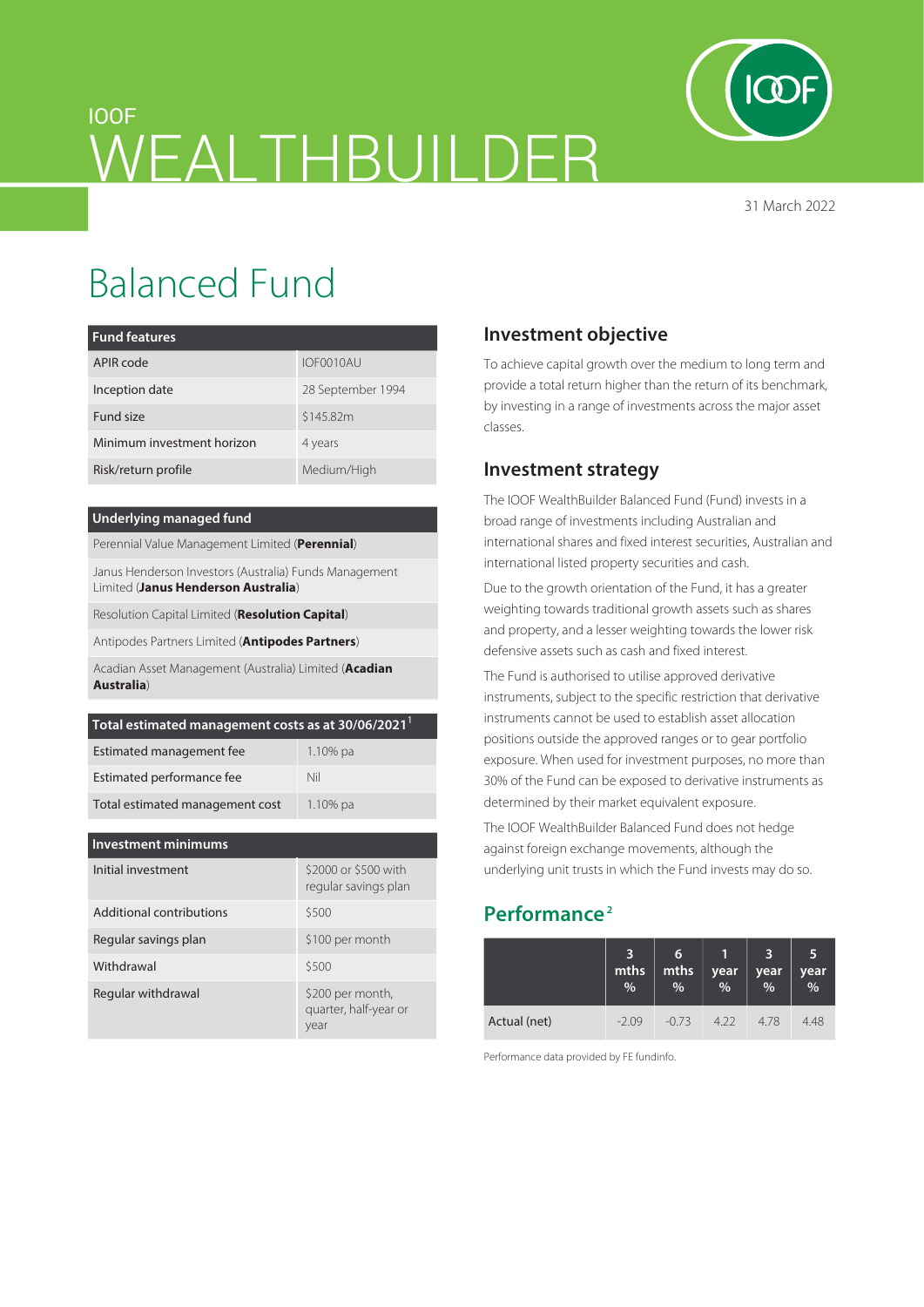IOOF

# WEALTHBUILDER

31 March 2022

# Balanced Fund

| Fund features | |
|---|---|
| APIR code | IOF0010AU |
| Inception date | 28 September 1994 |
| Fund size | $145.82m |
| Minimum investment horizon | 4 years |
| Risk/return profile | Medium/High |

| Underlying managed fund |
|---|
| Perennial Value Management Limited (**Perennial**) |
| Janus Henderson Investors (Australia) Funds Management Limited (**Janus Henderson Australia**) |
| Resolution Capital Limited (**Resolution Capital**) |
| Antipodes Partners Limited (**Antipodes Partners**) |
| Acadian Asset Management (Australia) Limited (**Acadian Australia**) |

| Total estimated management costs as at 30/06/2021[1] | |
|---|---|
| Estimated management fee | 1.10% pa |
| Estimated performance fee | Nil |
| Total estimated management cost | 1.10% pa |

| Investment minimums | |
|---|---|
| Initial investment | $2000 or $500 with regular savings plan |
| Additional contributions | $500 |
| Regular savings plan | $100 per month |
| Withdrawal | $500 |
| Regular withdrawal | $200 per month, quarter, half-year or year |

## Investment objective

To achieve capital growth over the medium to long term and provide a total return higher than the return of its benchmark, by investing in a range of investments across the major asset classes.

## Investment strategy

The IOOF WealthBuilder Balanced Fund (Fund) invests in a broad range of investments including Australian and international shares and fixed interest securities, Australian and international listed property securities and cash.

Due to the growth orientation of the Fund, it has a greater weighting towards traditional growth assets such as shares and property, and a lesser weighting towards the lower risk defensive assets such as cash and fixed interest.

The Fund is authorised to utilise approved derivative instruments, subject to the specific restriction that derivative instruments cannot be used to establish asset allocation positions outside the approved ranges or to gear portfolio exposure. When used for investment purposes, no more than 30% of the Fund can be exposed to derivative instruments as determined by their market equivalent exposure.

The IOOF WealthBuilder Balanced Fund does not hedge against foreign exchange movements, although the underlying unit trusts in which the Fund invests may do so.

## Performance[2]

| | 3 mths % | 6 mths % | 1 year % | 3 year % | 5 year % |
|---|---|---|---|---|---|
| Actual (net) | -2.09 | -0.73 | 4.22 | 4.78 | 4.48 |

Performance data provided by FE fundinfo.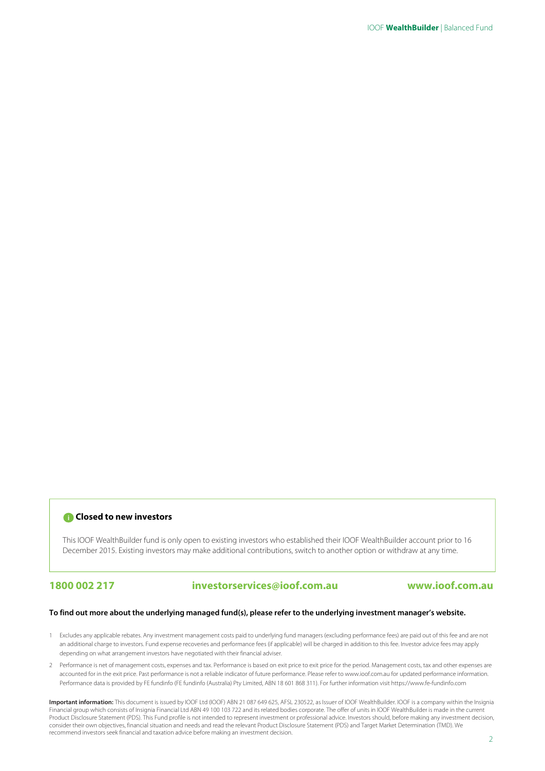**Closed to new investors**

This IOOF WealthBuilder fund is only open to existing investors who established their IOOF WealthBuilder account prior to 16 December 2015. Existing investors may make additional contributions, switch to another option or withdraw at any time.

**1800 002 217** **investorservices@ioof.com.au** **www.ioof.com.au**

**To find out more about the underlying managed fund(s), please refer to the underlying investment manager's website.**

1 Excludes any applicable rebates. Any investment management costs paid to underlying fund managers (excluding performance fees) are paid out of this fee and are not an additional charge to investors. Fund expense recoveries and performance fees (if applicable) will be charged in addition to this fee. Investor advice fees may apply depending on what arrangement investors have negotiated with their financial adviser.

2 Performance is net of management costs, expenses and tax. Performance is based on exit price to exit price for the period. Management costs, tax and other expenses are accounted for in the exit price. Past performance is not a reliable indicator of future performance. Please refer to www.ioof.com.au for updated performance information. Performance data is provided by FE fundinfo (FE fundinfo (Australia) Pty Limited, ABN 18 601 868 311). For further information visit https://www.fe-fundinfo.com

**Important information:** This document is issued by IOOF Ltd (IOOF) ABN 21 087 649 625, AFSL 230522, as Issuer of IOOF WealthBuilder. IOOF is a company within the Insignia Financial group which consists of Insignia Financial Ltd ABN 49 100 103 722 and its related bodies corporate. The offer of units in IOOF WealthBuilder is made in the current Product Disclosure Statement (PDS). This Fund profile is not intended to represent investment or professional advice. Investors should, before making any investment decision, consider their own objectives, financial situation and needs and read the relevant Product Disclosure Statement (PDS) and Target Market Determination (TMD). We recommend investors seek financial and taxation advice before making an investment decision.